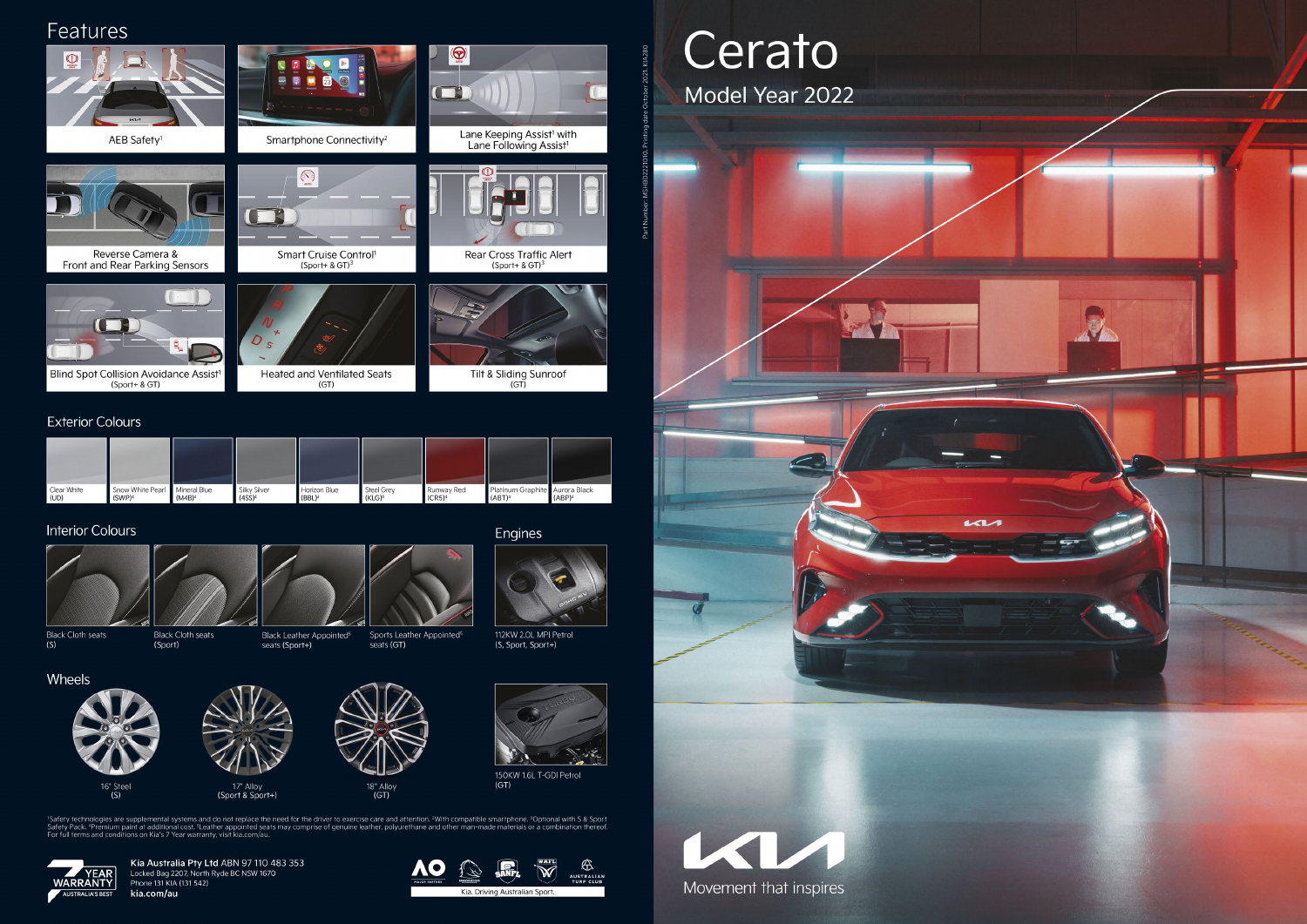# Cerato

## Model Year 2022

Part Number: MSHRD2221010, Printing date October 2021, KIA280

## Features

- AEB Safety[1]
- Smartphone Connectivity[2]
- Lane Keeping Assist[1] with Lane Following Assist[1]
- Reverse Camera & Front and Rear Parking Sensors
- Smart Cruise Control[1] (Sport+ & GT)[3]
- Rear Cross Traffic Alert (Sport+ & GT)[3]
- Blind Spot Collision Avoidance Assist[1] (Sport+ & GT)
- Heated and Ventilated Seats (GT)
- Tilt & Sliding Sunroof (GT)

## Exterior Colours

- Clear White (UD)
- Snow White Pearl (SWP)[4]
- Mineral Blue (M4B)[4]
- Silky Silver (4SS)[4]
- Horizon Blue (BBL)[4]
- Steel Grey (KLG)[4]
- Runway Red (CR5)[4]
- Platinum Graphite (ABT)[4]
- Aurora Black (ABP)[4]

## Interior Colours

- Black Cloth seats (S)
- Black Cloth seats (Sport)
- Black Leather Appointed[5] seats (Sport+)
- Sports Leather Appointed[5] seats (GT)

## Engines

- 112KW 2.0L MPI Petrol (S, Sport, Sport+)
- 150KW 1.6L T-GDI Petrol (GT)

## Wheels

- 16" Steel (S)
- 17" Alloy (Sport & Sport+)
- 18" Alloy (GT)

[1]Safety technologies are supplemental systems and do not replace the need for the driver to exercise care and attention. [2]With compatible smartphone. [3]Optional with S & Sport Safety Pack. [4]Premium paint at additional cost. [5]Leather appointed seats may comprise of genuine leather, polyurethane and other man-made materials or a combination thereof. For full terms and conditions on Kia's 7 Year warranty, visit kia.com/au.

7 YEAR WARRANTY AUSTRALIA'S BEST

**Kia Australia Pty Ltd** ABN 97 110 483 353
Locked Bag 2207, North Ryde BC NSW 1670
Phone 131 KIA (131 542)
**kia.com/au**

Kia. Driving Australian Sport.

Movement that inspires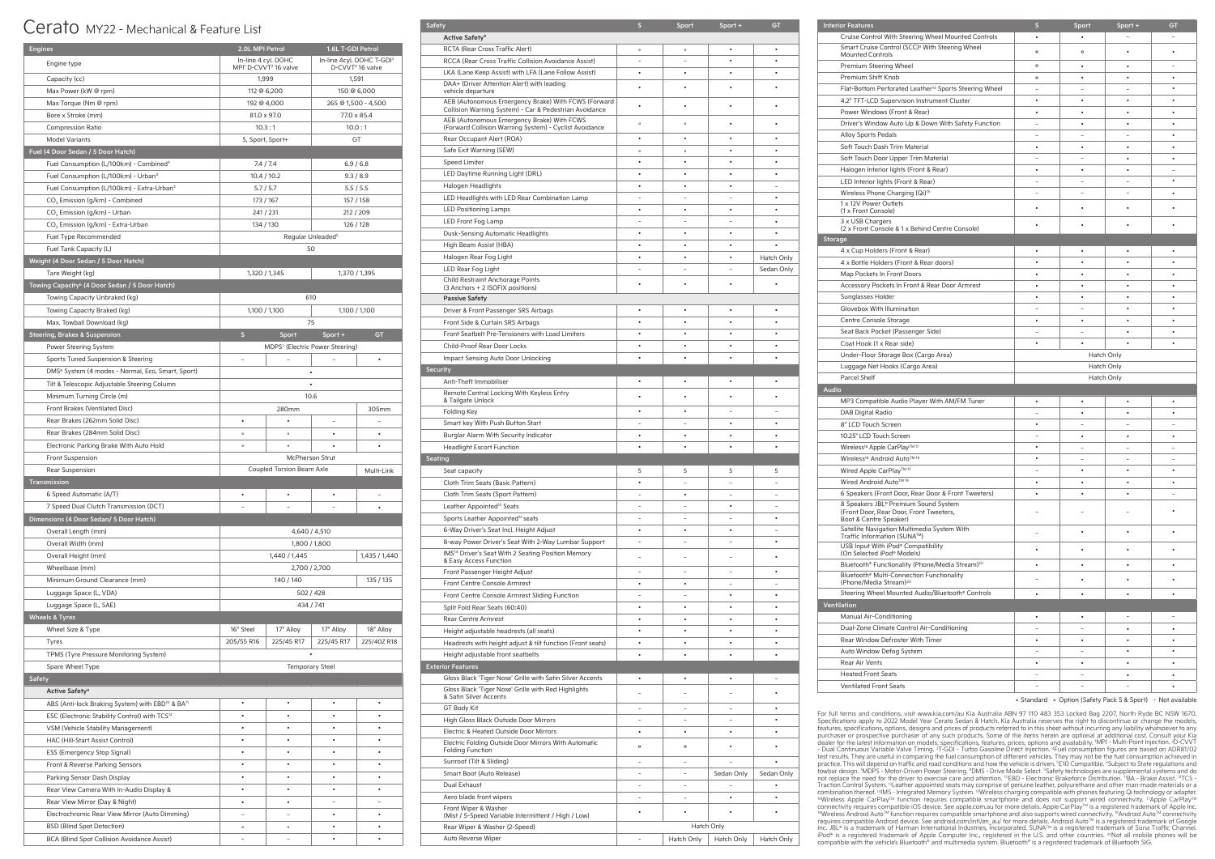# Cerato MY22 - Mechanical & Feature List

| Engines | 2.0L MPI Petrol | 1.6L T-GDI Petrol |
|---|---|---|
| Engine type | In-line 4 cyl. DOHC MPI[1] D-CVVT[2] 16 valve | In-line 4cyl. DOHC T-GDI[3] D-CVVT[2] 16 valve |
| Capacity (cc) | 1,999 | 1,591 |
| Max Power (kW @ rpm) | 112 @ 6,200 | 150 @ 6,000 |
| Max Torque (Nm @ rpm) | 192 @ 4,000 | 265 @ 1,500 - 4,500 |
| Bore x Stroke (mm) | 81.0 x 97.0 | 77.0 x 85.4 |
| Compression Ratio | 10.3 : 1 | 10.0 : 1 |
| Model Variants | S, Sport, Sport+ | GT |
| **Fuel (4 Door Sedan / 5 Door Hatch)** | | |
| Fuel Consumption (L/100km) - Combined[4] | 7.4 / 7.4 | 6.9 / 6.8 |
| Fuel Consumption (L/100km) - Urban[4] | 10.4 / 10.2 | 9.3 / 8.9 |
| Fuel Consumption (L/100km) - Extra-Urban[4] | 5.7 / 5.7 | 5.5 / 5.5 |
| $CO_2$ Emission (g/km) - Combined | 173 / 167 | 157 / 158 |
| $CO_2$ Emission (g/km) - Urban | 241 / 231 | 212 / 209 |
| $CO_2$ Emission (g/km) - Extra-Urban | 134 / 130 | 126 / 128 |
| Fuel Type Recommended | Regular Unleaded[5] | |
| Fuel Tank Capacity (L) | 50 | |
| **Weight (4 Door Sedan / 5 Door Hatch)** | | |
| Tare Weight (kg) | 1,320 / 1,345 | 1,370 / 1,395 |
| **Towing Capacity[6] (4 Door Sedan / 5 Door Hatch)** | | |
| Towing Capacity Unbraked (kg) | 610 | |
| Towing Capacity Braked (kg) | 1,100 / 1,100 | 1,100 / 1,100 |
| Max. Towball Download (kg) | 75 | |

| Steering, Brakes & Suspension | S | Sport | Sport + | GT |
|---|---|---|---|---|
| Power Steering System | MDPS[7] (Electric Power Steering) | | | |
| Sports Tuned Suspension & Steering | – | – | – | • |
| DMS[8] System (4 modes - Normal, Eco, Smart, Sport) | • | | | |
| Tilt & Telescopic Adjustable Steering Column | • | | | |
| Minimum Turning Circle (m) | 10.6 | | | |
| Front Brakes (Ventilated Disc) | 280mm | | | 305mm |
| Rear Brakes (262mm Solid Disc) | • | • | – | – |
| Rear Brakes (284mm Solid Disc) | ∘ | ∘ | • | • |
| Electronic Parking Brake With Auto Hold | ∘ | ∘ | • | • |
| Front Suspension | McPherson Strut | | | |
| Rear Suspension | Coupled Torsion Beam Axle | | | Multi-Link |
| **Transmission** | | | | |
| 6 Speed Automatic (A/T) | • | • | • | – |
| 7 Speed Dual Clutch Transmission (DCT) | – | – | – | • |
| **Dimensions (4 Door Sedan/ 5 Door Hatch)** | | | | |
| Overall Length (mm) | 4,640 / 4,510 | | | |
| Overall Width (mm) | 1,800 / 1,800 | | | |
| Overall Height (mm) | 1,440 / 1,445 | | | 1,435 / 1,440 |
| Wheelbase (mm) | 2,700 / 2,700 | | | |
| Minimum Ground Clearance (mm) | 140 / 140 | | | 135 / 135 |
| Luggage Space (L, VDA) | 502 / 428 | | | |
| Luggage Space (L, SAE) | 434 / 741 | | | |
| **Wheels & Tyres** | | | | |
| Wheel Size & Type | 16" Steel | 17" Alloy | 17" Alloy | 18" Alloy |
| Tyres | 205/55 R16 | 225/45 R17 | 225/45 R17 | 225/40Z R18 |
| TPMS (Tyre Pressure Monitoring System) | • | | | |
| Spare Wheel Type | Temporary Steel | | | |
| **Safety** | | | | |
| **Active Safety[9]** | | | | |
| ABS (Anti-lock Braking System) with EBD[10] & BA[11] | • | • | • | • |
| ESC (Electronic Stability Control) with TCS[12] | • | • | • | • |
| VSM (Vehicle Stability Management) | • | • | • | • |
| HAC (Hill-Start Assist Control) | • | • | • | • |
| ESS (Emergency Stop Signal) | • | • | • | • |
| Front & Reverse Parking Sensors | • | • | • | • |
| Parking Sensor Dash Display | • | • | • | • |
| Rear View Camera With In-Audio Display & | • | • | • | • |
| Rear View Mirror (Day & Night) | • | • | – | – |
| Electrochromic Rear View Mirror (Auto Dimming) | – | – | • | • |
| BSD (Blind Spot Detection) | ∘ | ∘ | • | • |
| BCA (Blind Spot Collision Avoidance Assist) | – | – | • | • |
| RCTA (Rear Cross Traffic Alert) | ∘ | ∘ | • | • |
| RCCA (Rear Cross Traffic Collision Avoidance Assist) | – | – | • | • |
| LKA (Lane Keep Assist) with LFA (Lane Follow Assist) | • | • | • | • |
| DAA+ (Driver Attention Alert) with leading vehicle departure | • | • | • | • |
| AEB (Autonomous Emergency Brake) With FCWS (Forward Collision Warning System) - Car & Pedestrian Avoidance | • | • | • | • |
| AEB (Autonomous Emergency Brake) With FCWS (Forward Collision Warning System) - Cyclist Avoidance | ∘ | ∘ | • | • |
| Rear Occupant Alert (ROA) | • | • | • | • |
| Safe Exit Warning (SEW) | ∘ | ∘ | • | • |
| Speed Limiter | • | • | • | • |
| LED Daytime Running Light (DRL) | • | • | • | • |
| Halogen Headlights | • | • | • | – |
| LED Headlights with LED Rear Combination Lamp | – | – | – | • |
| LED Positioning Lamps | • | • | • | • |
| LED Front Fog Lamp | – | – | – | • |
| Dusk-Sensing Automatic Headlights | • | • | • | • |
| High Beam Assist (HBA) | • | • | • | • |
| Halogen Rear Fog Light | • | • | • | Hatch Only |
| LED Rear Fog Light | – | – | – | Sedan Only |
| Child Restraint Anchorage Points (3 Anchors + 2 ISOFIX positions) | • | • | • | • |
| **Passive Safety** | | | | |
| Driver & Front Passenger SRS Airbags | • | • | • | • |
| Front Side & Curtain SRS Airbags | • | • | • | • |
| Front Seatbelt Pre-Tensioners with Load Limiters | • | • | • | • |
| Child-Proof Rear Door Locks | • | • | • | • |
| Impact Sensing Auto Door Unlocking | • | • | • | • |
| **Security** | | | | |
| Anti-Theft Immobiliser | • | • | • | • |
| Remote Central Locking With Keyless Entry & Tailgate Unlock | • | • | • | • |
| Folding Key | • | • | – | – |
| Smart key With Push Button Start | – | – | • | • |
| Burglar Alarm With Security Indicator | • | • | • | • |
| Headlight Escort Function | • | • | • | • |
| **Seating** | | | | |
| Seat capacity | 5 | 5 | 5 | 5 |
| Cloth Trim Seats (Basic Pattern) | • | – | – | – |
| Cloth Trim Seats (Sport Pattern) | – | • | – | – |
| Leather Appointed[13] Seats | – | – | • | – |
| Sports Leather Appointed[13] seats | – | – | – | • |
| 6-Way Driver's Seat Incl. Height Adjust | • | • | – | – |
| 8-way Power Driver's Seat With 2-Way Lumbar Support | – | – | • | • |
| IMS[14] Driver's Seat With 2 Seating Position Memory & Easy Access Function | – | – | – | • |
| Front Passenger Height Adjust | – | – | • | • |
| Front Centre Console Armrest | • | • | – | – |
| Front Centre Console Armrest Sliding Function | – | – | • | • |
| Split Fold Rear Seats (60:40) | • | • | • | • |
| Rear Centre Armrest | – | – | • | • |
| Height adjustable headrests (all seats) | • | • | • | • |
| Headrests with height adjust & tilt function (Front seats) | • | • | • | • |
| Height adjustable front seatbelts | • | • | • | • |
| **Exterior Features** | | | | |
| Gloss Black 'Tiger Nose' Grille with Satin Silver Accents | • | • | • | – |
| Gloss Black 'Tiger Nose' Grille with Red Highlights & Satin Silver Accents | – | – | – | • |
| GT Body Kit | – | – | – | • |
| High Gloss Black Outside Door Mirrors | – | – | – | • |
| Electric & Heated Outside Door Mirrors | • | • | • | • |
| Electric Folding Outside Door Mirrors With Automatic Folding Function | ∘ | ∘ | • | • |
| Sunroof (Tilt & Sliding) | – | – | – | • |
| Smart Boot (Auto Release) | – | – | Sedan Only | Sedan Only |
| Dual Exhaust | – | – | – | • |
| Aero blade front wipers | – | – | • | • |
| Front Wiper & Washer (Mist / 5-Speed Variable Intermittent / High / Low) | • | • | • | • |
| Rear Wiper & Washer (2-Speed) | Hatch Only | | | |
| Auto Reverse Wiper | – | Hatch Only | Hatch Only | Hatch Only |

| Interior Features | S | Sport | Sport + | GT |
|---|---|---|---|---|
| Cruise Control With Steering Wheel Mounted Controls | • | • | – | – |
| Smart Cruise Control (SCC)[9] With Steering Wheel Mounted Controls | ∘ | ∘ | • | • |
| Premium Steering Wheel | • | • | • | – |
| Premium Shift Knob | • | • | • | – |
| Flat-Bottom Perforated Leather[13] Sports Steering Wheel | – | – | – | • |
| 4.2" TFT-LCD Supervision Instrument Cluster | • | • | • | • |
| Power Windows (Front & Rear) | • | • | • | • |
| Driver's Window Auto Up & Down With Safety Function | • | • | • | • |
| Alloy Sports Pedals | – | – | – | • |
| Soft Touch Dash Trim Material | • | • | • | • |
| Soft Touch Door Upper Trim Material | – | – | • | • |
| Halogen Interior lights (Front & Rear) | • | • | • | – |
| LED Interior lights (Front & Rear) | – | – | – | • |
| Wireless Phone Charging (Qi)[15] | – | – | – | • |
| 1 x 12V Power Outlets (1 x Front Console) | • | • | • | • |
| 3 x USB Chargers (2 x Front Console & 1 x Behind Centre Console) | • | • | • | • |
| **Storage** | | | | |
| 4 x Cup Holders (Front & Rear) | • | • | • | • |
| 4 x Bottle Holders (Front & Rear doors) | • | • | • | • |
| Map Pockets In Front Doors | • | • | • | • |
| Accessory Pockets In Front & Rear Door Armrest | • | • | • | • |
| Sunglasses Holder | • | • | • | • |
| Glovebox With Illumination | – | – | • | • |
| Centre Console Storage | • | • | • | • |
| Seat Back Pocket (Passenger Side) | – | – | • | • |
| Coat Hook (1 x Rear side) | • | • | • | • |
| Under-Floor Storage Box (Cargo Area) | Hatch Only | | | |
| Luggage Net Hooks (Cargo Area) | Hatch Only | | | |
| Parcel Shelf | Hatch Only | | | |
| **Audio** | | | | |
| MP3 Compatible Audio Player With AM/FM Tuner | • | • | • | • |
| DAB Digital Radio | – | • | • | • |
| 8" LCD Touch Screen | • | – | – | – |
| 10.25" LCD Touch Screen | – | • | • | • |
| Wireless[16] Apple CarPlay™[17] | • | – | – | – |
| Wireless[18] Android Auto™[19] | • | – | – | – |
| Wired Apple CarPlay™[17] | – | • | • | • |
| Wired Android Auto™[19] | – | • | • | • |
| 6 Speakers (Front Door, Rear Door & Front Tweeters) | • | • | • | – |
| 8 Speakers JBL® Premium Sound System (Front Door, Rear Door, Front Tweeters, Boot & Centre Speaker) | – | – | – | • |
| Satellite Navigation Multimedia System With Traffic Information (SUNA™) | – | • | • | • |
| USB Input With iPod® Compatibility (On Selected iPod® Models) | • | • | • | • |
| Bluetooth® Functionality (Phone/Media Stream)[20] | • | • | • | • |
| Bluetooth® Multi-Connection Functionality (Phone/Media Stream)[20] | – | • | • | • |
| Steering Wheel Mounted Audio/Bluetooth® Controls | • | • | • | • |
| **Ventilation** | | | | |
| Manual Air-Conditioning | • | • | – | – |
| Dual-Zone Climate Control Air-Conditioning | – | – | • | • |
| Rear Window Defroster With Timer | • | • | • | • |
| Auto Window Defog System | – | – | • | • |
| Rear Air Vents | • | • | • | • |
| Heated Front Seats | – | – | – | • |
| Ventilated Front Seats | – | – | – | • |

• Standard ∘ Option (Safety Pack S & Sport) - Not available

For full terms and conditions, visit www.kia.com/au Kia Australia ABN 97 110 483 353 Locked Bag 2207, North Ryde BC NSW 1670. Specifications apply to 2022 Model Year Cerato Sedan & Hatch. Kia Australia reserves the right to discontinue or change the models, features, specifications, options, designs and prices of products referred to in this sheet without incurring any liability whatsoever to any purchaser or prospective purchaser of any such products. Some of the items herein are optional at additional cost. Consult your Kia dealer for the latest information on models, specifications, features, prices, options and availability. [1]MPI - Multi-Point Injection. [2]D-CVVT - Dual Continuous Variable Valve Timing. [3]T-GDI - Turbo Gasoline Direct Injection. [4]Fuel consumption figures are based on ADR81/02 test results. They are useful in comparing the fuel consumption of different vehicles. They may not be the fuel consumption achieved in practice. This will depend on traffic and road conditions and how the vehicle is driven. [5]E10 Compatible. [6]Subject to State regulations and towbar design. [7]MDPS - Motor-Driven Power Steering. [8]DMS - Drive Mode Select. [9]Safety technologies are supplemental systems and do not replace the need for the driver to exercise care and attention. [10]EBD - Electronic Brakeforce Distribution. [11]BA - Brake Assist. [12]TCS - Traction Control System. [13]Leather appointed seats may comprise of genuine leather, polyurethane and other man-made materials or a combination thereof. [14]IMS - Integrated Memory System. [15]Wireless charging compatible with phones featuring Qi technology or adapter. [16]Wireless Apple CarPlay™ function requires compatible smartphone and does not support wired connectivity. [17]Apple CarPlay™ connectivity requires compatible iOS device. See apple.com.au for more details. Apple CarPlay™ is a registered trademark of Apple Inc. [18]Wireless Android Auto™ function requires compatible smartphone and also supports wired connectivity. [19]Android Auto™ connectivity requires compatible Android device. See android.com/intl/en_au/ for more details. Android Auto™ is a registered trademark of Google Inc. JBL® is a trademark of Harman International Industries, Incorporated. SUNA™ is a registered trademark of Suna Traffic Channel. iPod® is a registered trademark of Apple Computer Inc., registered in the U.S. and other countries. [20]Not all mobile phones will be compatible with the vehicle's Bluetooth® and multimedia system. Bluetooth® is a registered trademark of Bluetooth SIG.